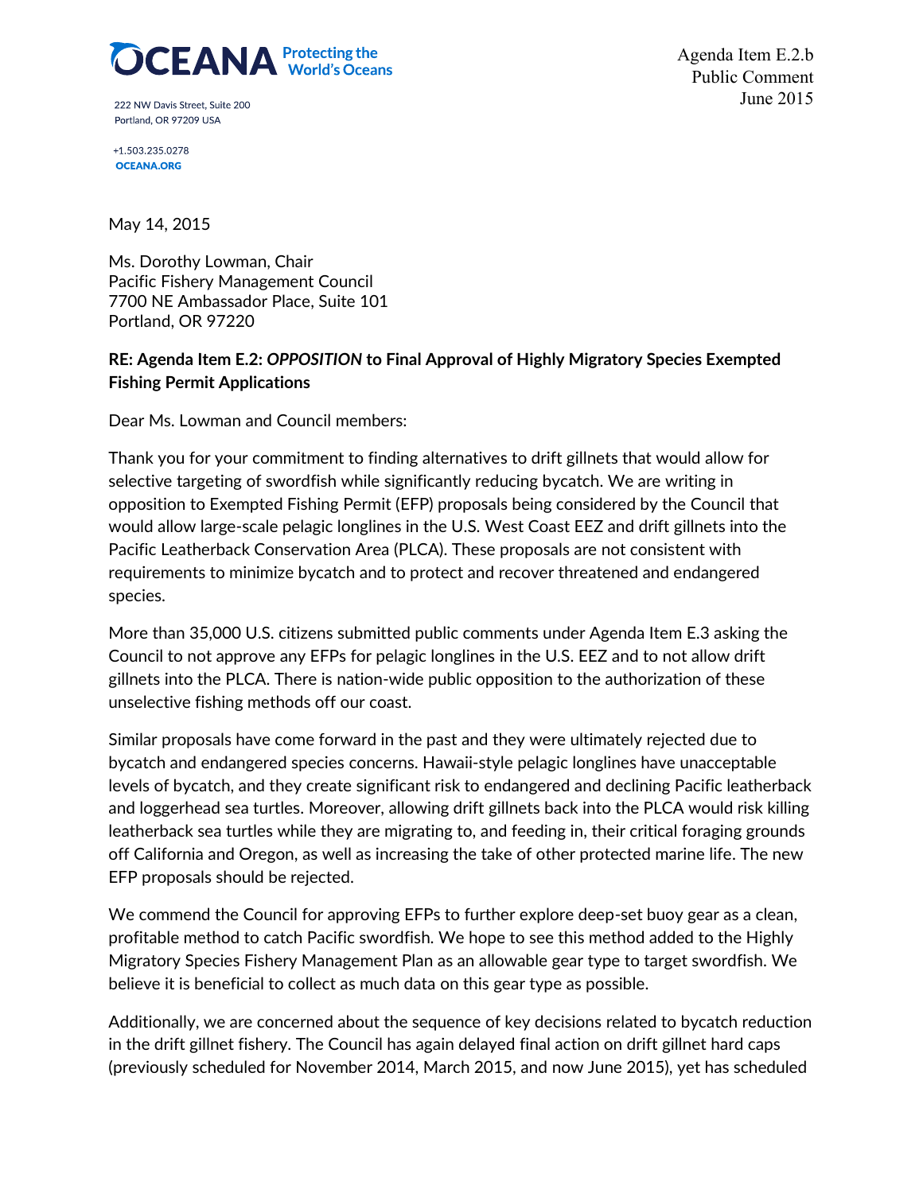OCEANA Protecting the World's Oceans

222 NW Davis Street, Suite 200
Portland, OR 97209 USA

+1.503.235.0278
OCEANA.ORG

Agenda Item E.2.b
Public Comment
June 2015

May 14, 2015

Ms. Dorothy Lowman, Chair
Pacific Fishery Management Council
7700 NE Ambassador Place, Suite 101
Portland, OR 97220

**RE: Agenda Item E.2: *OPPOSITION* to Final Approval of Highly Migratory Species Exempted Fishing Permit Applications**

Dear Ms. Lowman and Council members:

Thank you for your commitment to finding alternatives to drift gillnets that would allow for selective targeting of swordfish while significantly reducing bycatch. We are writing in opposition to Exempted Fishing Permit (EFP) proposals being considered by the Council that would allow large-scale pelagic longlines in the U.S. West Coast EEZ and drift gillnets into the Pacific Leatherback Conservation Area (PLCA). These proposals are not consistent with requirements to minimize bycatch and to protect and recover threatened and endangered species.

More than 35,000 U.S. citizens submitted public comments under Agenda Item E.3 asking the Council to not approve any EFPs for pelagic longlines in the U.S. EEZ and to not allow drift gillnets into the PLCA. There is nation-wide public opposition to the authorization of these unselective fishing methods off our coast.

Similar proposals have come forward in the past and they were ultimately rejected due to bycatch and endangered species concerns. Hawaii-style pelagic longlines have unacceptable levels of bycatch, and they create significant risk to endangered and declining Pacific leatherback and loggerhead sea turtles. Moreover, allowing drift gillnets back into the PLCA would risk killing leatherback sea turtles while they are migrating to, and feeding in, their critical foraging grounds off California and Oregon, as well as increasing the take of other protected marine life. The new EFP proposals should be rejected.

We commend the Council for approving EFPs to further explore deep-set buoy gear as a clean, profitable method to catch Pacific swordfish. We hope to see this method added to the Highly Migratory Species Fishery Management Plan as an allowable gear type to target swordfish. We believe it is beneficial to collect as much data on this gear type as possible.

Additionally, we are concerned about the sequence of key decisions related to bycatch reduction in the drift gillnet fishery. The Council has again delayed final action on drift gillnet hard caps (previously scheduled for November 2014, March 2015, and now June 2015), yet has scheduled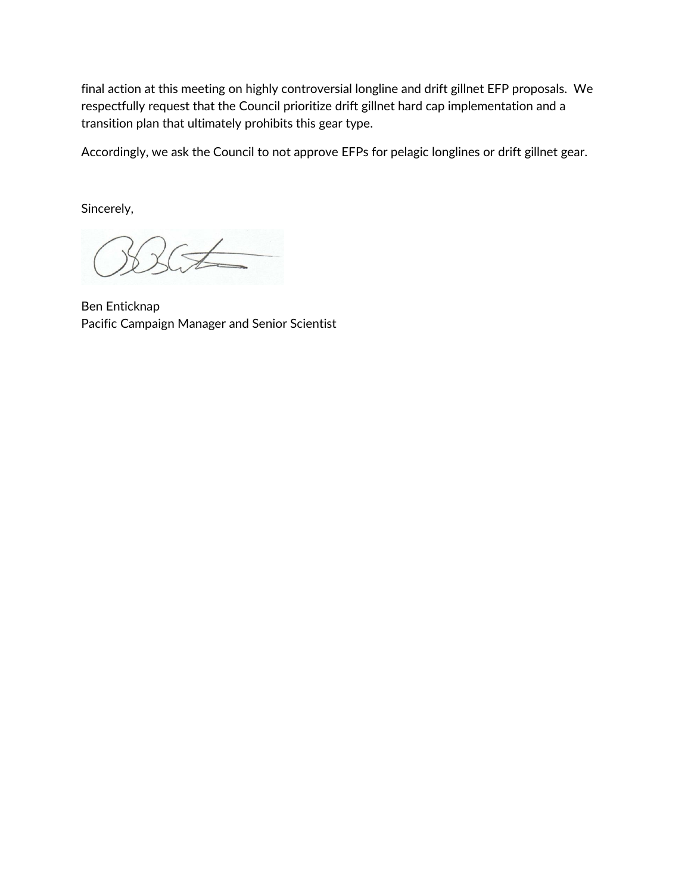final action at this meeting on highly controversial longline and drift gillnet EFP proposals. We respectfully request that the Council prioritize drift gillnet hard cap implementation and a transition plan that ultimately prohibits this gear type.

Accordingly, we ask the Council to not approve EFPs for pelagic longlines or drift gillnet gear.

Sincerely,

Ben Enticknap
Pacific Campaign Manager and Senior Scientist